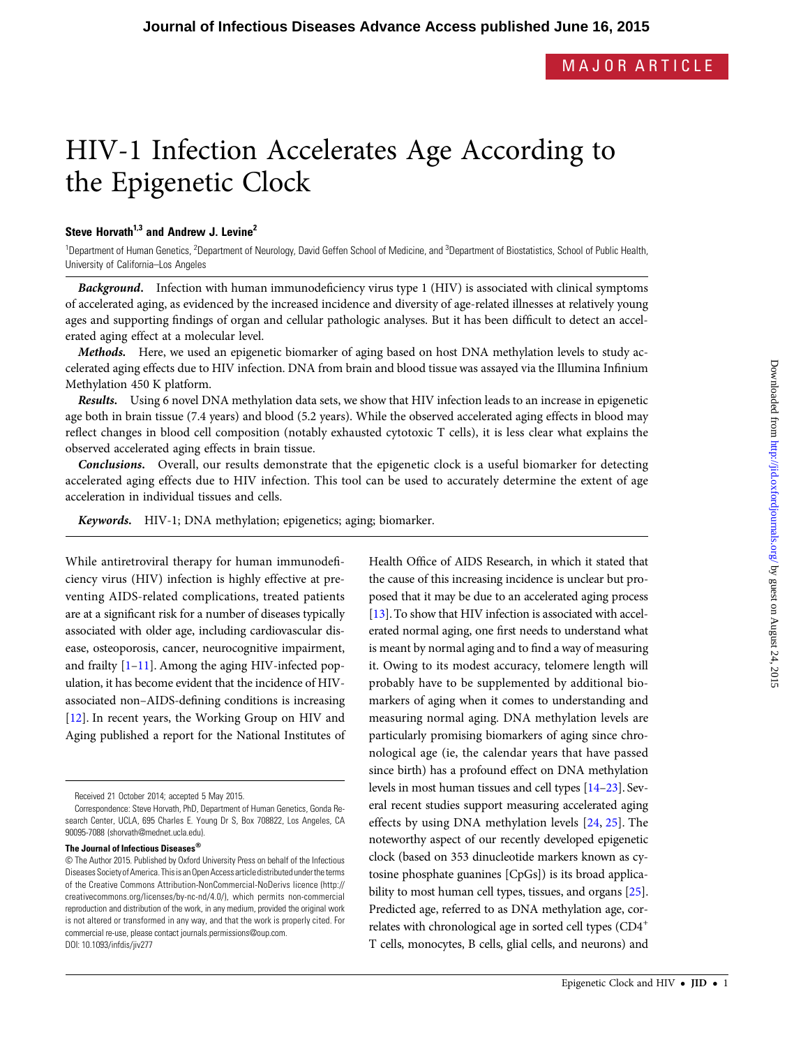MAJOR ARTICLE

# HIV-1 Infection Accelerates Age According to the Epigenetic Clock

**Steve Horvath[1,3] and Andrew J. Levine[2]**

[1]Department of Human Genetics, [2]Department of Neurology, David Geffen School of Medicine, and [3]Department of Biostatistics, School of Public Health, University of California–Los Angeles

***Background.*** Infection with human immunodeficiency virus type 1 (HIV) is associated with clinical symptoms of accelerated aging, as evidenced by the increased incidence and diversity of age-related illnesses at relatively young ages and supporting findings of organ and cellular pathologic analyses. But it has been difficult to detect an accelerated aging effect at a molecular level.

***Methods.*** Here, we used an epigenetic biomarker of aging based on host DNA methylation levels to study accelerated aging effects due to HIV infection. DNA from brain and blood tissue was assayed via the Illumina Infinium Methylation 450 K platform.

***Results.*** Using 6 novel DNA methylation data sets, we show that HIV infection leads to an increase in epigenetic age both in brain tissue (7.4 years) and blood (5.2 years). While the observed accelerated aging effects in blood may reflect changes in blood cell composition (notably exhausted cytotoxic T cells), it is less clear what explains the observed accelerated aging effects in brain tissue.

***Conclusions.*** Overall, our results demonstrate that the epigenetic clock is a useful biomarker for detecting accelerated aging effects due to HIV infection. This tool can be used to accurately determine the extent of age acceleration in individual tissues and cells.

***Keywords.*** HIV-1; DNA methylation; epigenetics; aging; biomarker.

While antiretroviral therapy for human immunodeficiency virus (HIV) infection is highly effective at preventing AIDS-related complications, treated patients are at a significant risk for a number of diseases typically associated with older age, including cardiovascular disease, osteoporosis, cancer, neurocognitive impairment, and frailty [1–11]. Among the aging HIV-infected population, it has become evident that the incidence of HIV-associated non–AIDS-defining conditions is increasing [12]. In recent years, the Working Group on HIV and Aging published a report for the National Institutes of Health Office of AIDS Research, in which it stated that the cause of this increasing incidence is unclear but proposed that it may be due to an accelerated aging process [13]. To show that HIV infection is associated with accelerated normal aging, one first needs to understand what is meant by normal aging and to find a way of measuring it. Owing to its modest accuracy, telomere length will probably have to be supplemented by additional biomarkers of aging when it comes to understanding and measuring normal aging. DNA methylation levels are particularly promising biomarkers of aging since chronological age (ie, the calendar years that have passed since birth) has a profound effect on DNA methylation levels in most human tissues and cell types [14–23]. Several recent studies support measuring accelerated aging effects by using DNA methylation levels [24, 25]. The noteworthy aspect of our recently developed epigenetic clock (based on 353 dinucleotide markers known as cytosine phosphate guanines [CpGs]) is its broad applicability to most human cell types, tissues, and organs [25]. Predicted age, referred to as DNA methylation age, correlates with chronological age in sorted cell types ($CD4^+$ T cells, monocytes, B cells, glial cells, and neurons) and

Received 21 October 2014; accepted 5 May 2015.

Correspondence: Steve Horvath, PhD, Department of Human Genetics, Gonda Research Center, UCLA, 695 Charles E. Young Dr S, Box 708822, Los Angeles, CA 90095-7088 (shorvath@mednet.ucla.edu).

**The Journal of Infectious Diseases®**

© The Author 2015. Published by Oxford University Press on behalf of the Infectious Diseases Society of America. This is an Open Access article distributed under the terms of the Creative Commons Attribution-NonCommercial-NoDerivs licence (http://creativecommons.org/licenses/by-nc-nd/4.0/), which permits non-commercial reproduction and distribution of the work, in any medium, provided the original work is not altered or transformed in any way, and that the work is properly cited. For commercial re-use, please contact journals.permissions@oup.com.
DOI: 10.1093/infdis/jiv277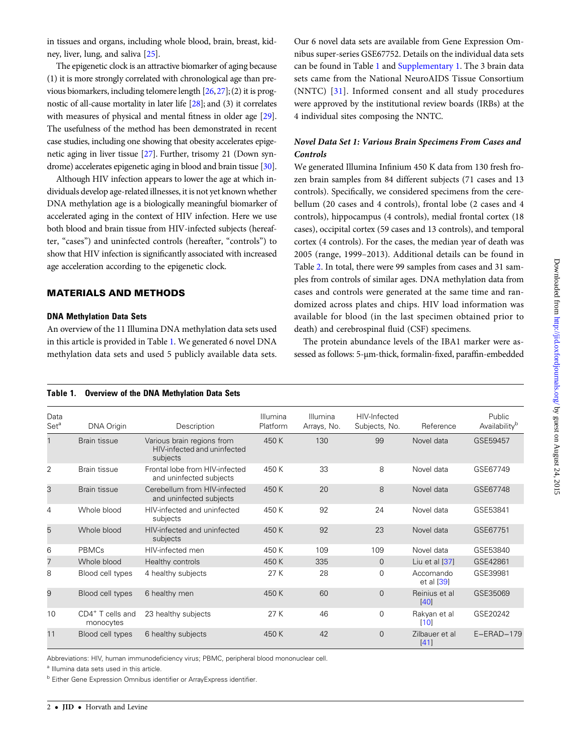in tissues and organs, including whole blood, brain, breast, kidney, liver, lung, and saliva [25].

The epigenetic clock is an attractive biomarker of aging because (1) it is more strongly correlated with chronological age than previous biomarkers, including telomere length [26, 27]; (2) it is prognostic of all-cause mortality in later life [28]; and (3) it correlates with measures of physical and mental fitness in older age [29]. The usefulness of the method has been demonstrated in recent case studies, including one showing that obesity accelerates epigenetic aging in liver tissue [27]. Further, trisomy 21 (Down syndrome) accelerates epigenetic aging in blood and brain tissue [30].

Although HIV infection appears to lower the age at which individuals develop age-related illnesses, it is not yet known whether DNA methylation age is a biologically meaningful biomarker of accelerated aging in the context of HIV infection. Here we use both blood and brain tissue from HIV-infected subjects (hereafter, "cases") and uninfected controls (hereafter, "controls") to show that HIV infection is significantly associated with increased age acceleration according to the epigenetic clock.

## MATERIALS AND METHODS

### DNA Methylation Data Sets

An overview of the 11 Illumina DNA methylation data sets used in this article is provided in Table 1. We generated 6 novel DNA methylation data sets and used 5 publicly available data sets. Our 6 novel data sets are available from Gene Expression Omnibus super-series GSE67752. Details on the individual data sets can be found in Table 1 and Supplementary 1. The 3 brain data sets came from the National NeuroAIDS Tissue Consortium (NNTC) [31]. Informed consent and all study procedures were approved by the institutional review boards (IRBs) at the 4 individual sites composing the NNTC.

### *Novel Data Set 1: Various Brain Specimens From Cases and Controls*

We generated Illumina Infinium 450 K data from 130 fresh frozen brain samples from 84 different subjects (71 cases and 13 controls). Specifically, we considered specimens from the cerebellum (20 cases and 4 controls), frontal lobe (2 cases and 4 controls), hippocampus (4 controls), medial frontal cortex (18 cases), occipital cortex (59 cases and 13 controls), and temporal cortex (4 controls). For the cases, the median year of death was 2005 (range, 1999–2013). Additional details can be found in Table 2. In total, there were 99 samples from cases and 31 samples from controls of similar ages. DNA methylation data from cases and controls were generated at the same time and randomized across plates and chips. HIV load information was available for blood (in the last specimen obtained prior to death) and cerebrospinal fluid (CSF) specimens.

The protein abundance levels of the IBA1 marker were assessed as follows: 5-µm-thick, formalin-fixed, paraffin-embedded

**Table 1. Overview of the DNA Methylation Data Sets**

| Data Set[a] | DNA Origin | Description | Illumina Platform | Illumina Arrays, No. | HIV-Infected Subjects, No. | Reference | Public Availability[b] |
|---|---|---|---|---|---|---|---|
| 1 | Brain tissue | Various brain regions from HIV-infected and uninfected subjects | 450 K | 130 | 99 | Novel data | GSE59457 |
| 2 | Brain tissue | Frontal lobe from HIV-infected and uninfected subjects | 450 K | 33 | 8 | Novel data | GSE67749 |
| 3 | Brain tissue | Cerebellum from HIV-infected and uninfected subjects | 450 K | 20 | 8 | Novel data | GSE67748 |
| 4 | Whole blood | HIV-infected and uninfected subjects | 450 K | 92 | 24 | Novel data | GSE53841 |
| 5 | Whole blood | HIV-infected and uninfected subjects | 450 K | 92 | 23 | Novel data | GSE67751 |
| 6 | PBMCs | HIV-infected men | 450 K | 109 | 109 | Novel data | GSE53840 |
| 7 | Whole blood | Healthy controls | 450 K | 335 | 0 | Liu et al [37] | GSE42861 |
| 8 | Blood cell types | 4 healthy subjects | 27 K | 28 | 0 | Accomando et al [39] | GSE39981 |
| 9 | Blood cell types | 6 healthy men | 450 K | 60 | 0 | Reinius et al [40] | GSE35069 |
| 10 | CD4[+] T cells and monocytes | 23 healthy subjects | 27 K | 46 | 0 | Rakyan et al [10] | GSE20242 |
| 11 | Blood cell types | 6 healthy subjects | 450 K | 42 | 0 | Zilbauer et al [41] | E–ERAD–179 |

Abbreviations: HIV, human immunodeficiency virus; PBMC, peripheral blood mononuclear cell.

[a] Illumina data sets used in this article.

[b] Either Gene Expression Omnibus identifier or ArrayExpress identifier.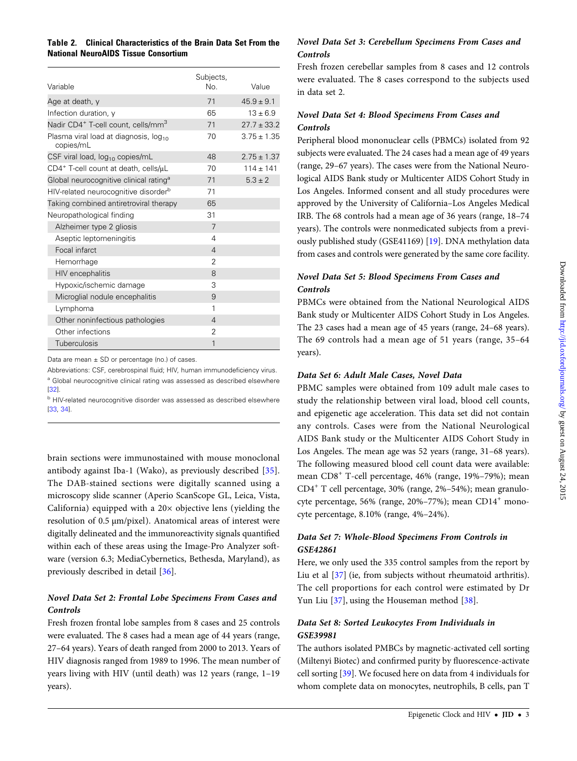**Table 2. Clinical Characteristics of the Brain Data Set From the National NeuroAIDS Tissue Consortium**

| Variable | Subjects, No. | Value |
|---|---|---|
| Age at death, y | 71 | 45.9 ± 9.1 |
| Infection duration, y | 65 | 13 ± 6.9 |
| Nadir $CD4^+$ T-cell count, cells/$mm^3$ | 71 | 27.7 ± 33.2 |
| Plasma viral load at diagnosis, $log_{10}$ copies/mL | 70 | 3.75 ± 1.35 |
| CSF viral load, $log_{10}$ copies/mL | 48 | 2.75 ± 1.37 |
| $CD4^+$ T-cell count at death, cells/μL | 70 | 114 ± 141 |
| Global neurocognitive clinical rating[a] | 71 | 5.3 ± 2 |
| HIV-related neurocognitive disorder[b] | 71 | |
| Taking combined antiretroviral therapy | 65 | |
| Neuropathological finding | 31 | |
| Alzheimer type 2 gliosis | 7 | |
| Aseptic leptomeningitis | 4 | |
| Focal infarct | 4 | |
| Hemorrhage | 2 | |
| HIV encephalitis | 8 | |
| Hypoxic/ischemic damage | 3 | |
| Microglial nodule encephalitis | 9 | |
| Lymphoma | 1 | |
| Other noninfectious pathologies | 4 | |
| Other infections | 2 | |
| Tuberculosis | 1 | |

Data are mean ± SD or percentage (no.) of cases.

Abbreviations: CSF, cerebrospinal fluid; HIV, human immunodeficiency virus.

[a] Global neurocognitive clinical rating was assessed as described elsewhere [32].

[b] HIV-related neurocognitive disorder was assessed as described elsewhere [33, 34].

brain sections were immunostained with mouse monoclonal antibody against Iba-1 (Wako), as previously described [35]. The DAB-stained sections were digitally scanned using a microscopy slide scanner (Aperio ScanScope GL, Leica, Vista, California) equipped with a 20× objective lens (yielding the resolution of 0.5 µm/pixel). Anatomical areas of interest were digitally delineated and the immunoreactivity signals quantified within each of these areas using the Image-Pro Analyzer software (version 6.3; MediaCybernetics, Bethesda, Maryland), as previously described in detail [36].

### *Novel Data Set 2: Frontal Lobe Specimens From Cases and Controls*

Fresh frozen frontal lobe samples from 8 cases and 25 controls were evaluated. The 8 cases had a mean age of 44 years (range, 27–64 years). Years of death ranged from 2000 to 2013. Years of HIV diagnosis ranged from 1989 to 1996. The mean number of years living with HIV (until death) was 12 years (range, 1–19 years).

### *Novel Data Set 3: Cerebellum Specimens From Cases and Controls*

Fresh frozen cerebellar samples from 8 cases and 12 controls were evaluated. The 8 cases correspond to the subjects used in data set 2.

### *Novel Data Set 4: Blood Specimens From Cases and Controls*

Peripheral blood mononuclear cells (PBMCs) isolated from 92 subjects were evaluated. The 24 cases had a mean age of 49 years (range, 29–67 years). The cases were from the National Neurological AIDS Bank study or Multicenter AIDS Cohort Study in Los Angeles. Informed consent and all study procedures were approved by the University of California–Los Angeles Medical IRB. The 68 controls had a mean age of 36 years (range, 18–74 years). The controls were nonmedicated subjects from a previously published study (GSE41169) [19]. DNA methylation data from cases and controls were generated by the same core facility.

### *Novel Data Set 5: Blood Specimens From Cases and Controls*

PBMCs were obtained from the National Neurological AIDS Bank study or Multicenter AIDS Cohort Study in Los Angeles. The 23 cases had a mean age of 45 years (range, 24–68 years). The 69 controls had a mean age of 51 years (range, 35–64 years).

### *Data Set 6: Adult Male Cases, Novel Data*

PBMC samples were obtained from 109 adult male cases to study the relationship between viral load, blood cell counts, and epigenetic age acceleration. This data set did not contain any controls. Cases were from the National Neurological AIDS Bank study or the Multicenter AIDS Cohort Study in Los Angeles. The mean age was 52 years (range, 31–68 years). The following measured blood cell count data were available: mean $CD8^+$ T-cell percentage, 46% (range, 19%–79%); mean $CD4^+$ T cell percentage, 30% (range, 2%–54%); mean granulocyte percentage, 56% (range, 20%–77%); mean $CD14^+$ monocyte percentage, 8.10% (range, 4%–24%).

### *Data Set 7: Whole-Blood Specimens From Controls in GSE42861*

Here, we only used the 335 control samples from the report by Liu et al [37] (ie, from subjects without rheumatoid arthritis). The cell proportions for each control were estimated by Dr Yun Liu [37], using the Houseman method [38].

### *Data Set 8: Sorted Leukocytes From Individuals in GSE39981*

The authors isolated PMBCs by magnetic-activated cell sorting (Miltenyi Biotec) and confirmed purity by fluorescence-activate cell sorting [39]. We focused here on data from 4 individuals for whom complete data on monocytes, neutrophils, B cells, pan T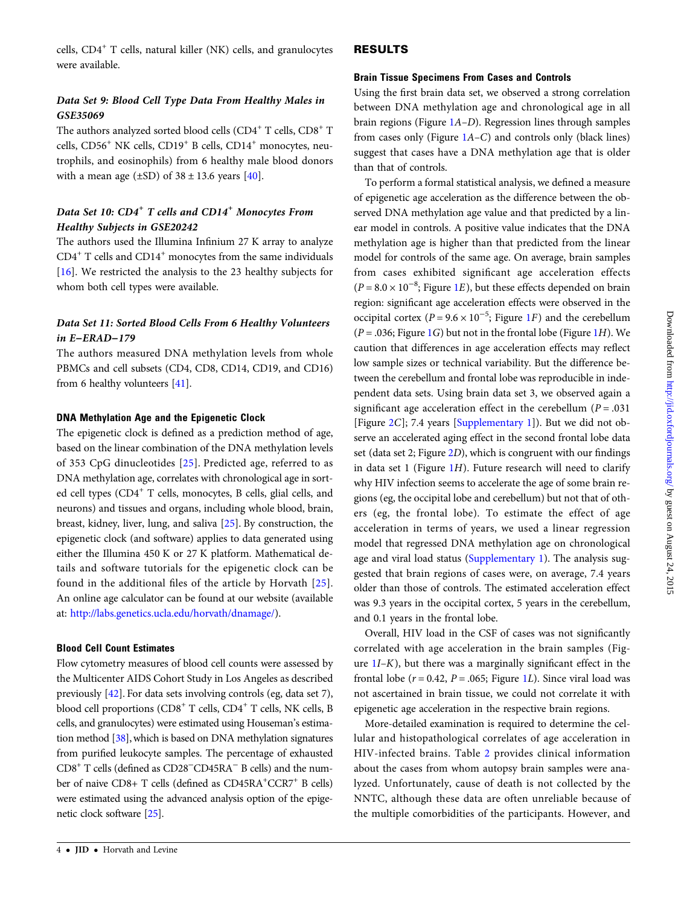cells, $CD4^+$ T cells, natural killer (NK) cells, and granulocytes were available.

### *Data Set 9: Blood Cell Type Data From Healthy Males in GSE35069*

The authors analyzed sorted blood cells ($CD4^+$ T cells, $CD8^+$ T cells, $CD56^+$ NK cells, $CD19^+$ B cells, $CD14^+$ monocytes, neutrophils, and eosinophils) from 6 healthy male blood donors with a mean age (±SD) of 38 ± 13.6 years [40].

### *Data Set 10: $CD4^+$ T cells and $CD14^+$ Monocytes From Healthy Subjects in GSE20242*

The authors used the Illumina Infinium 27 K array to analyze $CD4^+$ T cells and $CD14^+$ monocytes from the same individuals [16]. We restricted the analysis to the 23 healthy subjects for whom both cell types were available.

### *Data Set 11: Sorted Blood Cells From 6 Healthy Volunteers in E–ERAD–179*

The authors measured DNA methylation levels from whole PBMCs and cell subsets (CD4, CD8, CD14, CD19, and CD16) from 6 healthy volunteers [41].

### DNA Methylation Age and the Epigenetic Clock

The epigenetic clock is defined as a prediction method of age, based on the linear combination of the DNA methylation levels of 353 CpG dinucleotides [25]. Predicted age, referred to as DNA methylation age, correlates with chronological age in sorted cell types ($CD4^+$ T cells, monocytes, B cells, glial cells, and neurons) and tissues and organs, including whole blood, brain, breast, kidney, liver, lung, and saliva [25]. By construction, the epigenetic clock (and software) applies to data generated using either the Illumina 450 K or 27 K platform. Mathematical details and software tutorials for the epigenetic clock can be found in the additional files of the article by Horvath [25]. An online age calculator can be found at our website (available at: http://labs.genetics.ucla.edu/horvath/dnamage/).

### Blood Cell Count Estimates

Flow cytometry measures of blood cell counts were assessed by the Multicenter AIDS Cohort Study in Los Angeles as described previously [42]. For data sets involving controls (eg, data set 7), blood cell proportions ($CD8^+$ T cells, $CD4^+$ T cells, NK cells, B cells, and granulocytes) were estimated using Houseman's estimation method [38], which is based on DNA methylation signatures from purified leukocyte samples. The percentage of exhausted $CD8^+$ T cells (defined as $CD28^-CD45RA^-$ B cells) and the number of naive CD8+ T cells (defined as $CD45RA^+CCR7^+$ B cells) were estimated using the advanced analysis option of the epigenetic clock software [25].

## RESULTS

### Brain Tissue Specimens From Cases and Controls

Using the first brain data set, we observed a strong correlation between DNA methylation age and chronological age in all brain regions (Figure 1*A*–*D*). Regression lines through samples from cases only (Figure 1*A*–*C*) and controls only (black lines) suggest that cases have a DNA methylation age that is older than that of controls.

To perform a formal statistical analysis, we defined a measure of epigenetic age acceleration as the difference between the observed DNA methylation age value and that predicted by a linear model in controls. A positive value indicates that the DNA methylation age is higher than that predicted from the linear model for controls of the same age. On average, brain samples from cases exhibited significant age acceleration effects ($P = 8.0 \times 10^{-8}$; Figure 1*E*), but these effects depended on brain region: significant age acceleration effects were observed in the occipital cortex ($P = 9.6 \times 10^{-5}$; Figure 1*F*) and the cerebellum ($P = .036$; Figure 1*G*) but not in the frontal lobe (Figure 1*H*). We caution that differences in age acceleration effects may reflect low sample sizes or technical variability. But the difference between the cerebellum and frontal lobe was reproducible in independent data sets. Using brain data set 3, we observed again a significant age acceleration effect in the cerebellum ($P = .031$ [Figure 2*C*]; 7.4 years [Supplementary 1]). But we did not observe an accelerated aging effect in the second frontal lobe data set (data set 2; Figure 2*D*), which is congruent with our findings in data set 1 (Figure 1*H*). Future research will need to clarify why HIV infection seems to accelerate the age of some brain regions (eg, the occipital lobe and cerebellum) but not that of others (eg, the frontal lobe). To estimate the effect of age acceleration in terms of years, we used a linear regression model that regressed DNA methylation age on chronological age and viral load status (Supplementary 1). The analysis suggested that brain regions of cases were, on average, 7.4 years older than those of controls. The estimated acceleration effect was 9.3 years in the occipital cortex, 5 years in the cerebellum, and 0.1 years in the frontal lobe.

Overall, HIV load in the CSF of cases was not significantly correlated with age acceleration in the brain samples (Figure 1*I*–*K*), but there was a marginally significant effect in the frontal lobe ($r = 0.42$, $P = .065$; Figure 1*L*). Since viral load was not ascertained in brain tissue, we could not correlate it with epigenetic age acceleration in the respective brain regions.

More-detailed examination is required to determine the cellular and histopathological correlates of age acceleration in HIV-infected brains. Table 2 provides clinical information about the cases from whom autopsy brain samples were analyzed. Unfortunately, cause of death is not collected by the NNTC, although these data are often unreliable because of the multiple comorbidities of the participants. However, and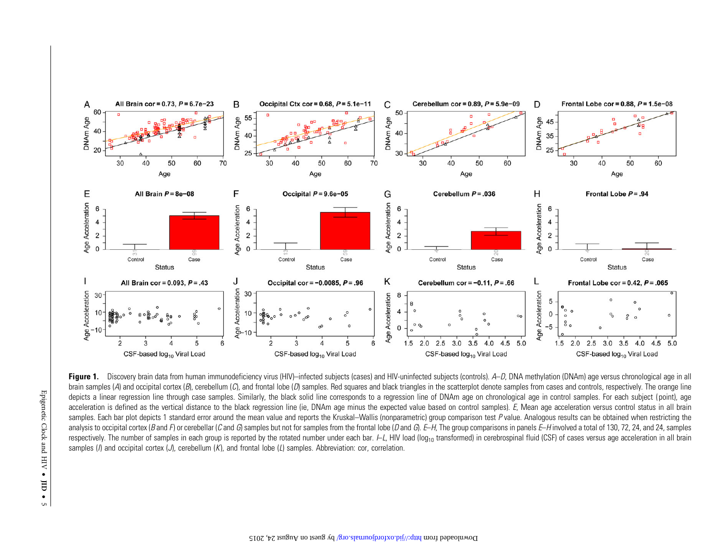**Figure 1.** Discovery brain data from human immunodeficiency virus (HIV)–infected subjects (cases) and HIV-uninfected subjects (controls). *A–D*, DNA methylation (DNAm) age versus chronological age in all brain samples (*A*) and occipital cortex (*B*), cerebellum (*C*), and frontal lobe (*D*) samples. Red squares and black triangles in the scatterplot denote samples from cases and controls, respectively. The orange line depicts a linear regression line through case samples. Similarly, the black solid line corresponds to a regression line of DNAm age on chronological age in control samples. For each subject (point), age acceleration is defined as the vertical distance to the black regression line (ie, DNAm age minus the expected value based on control samples). *E*, Mean age acceleration versus control status in all brain samples. Each bar plot depicts 1 standard error around the mean value and reports the Kruskal–Wallis (nonparametric) group comparison test *P* value. Analogous results can be obtained when restricting the analysis to occipital cortex (*B* and *F*) or cerebellar (*C* and *G*) samples but not for samples from the frontal lobe (*D* and *G*). *E–H*, The group comparisons in panels *E–H* involved a total of 130, 72, 24, and 24, samples respectively. The number of samples in each group is reported by the rotated number under each bar. *I–L*, HIV load ($\log_{10}$ transformed) in cerebrospinal fluid (CSF) of cases versus age acceleration in all brain samples (*I*) and occipital cortex (*J*), cerebellum (*K*), and frontal lobe (*L*) samples. Abbreviation: cor, correlation.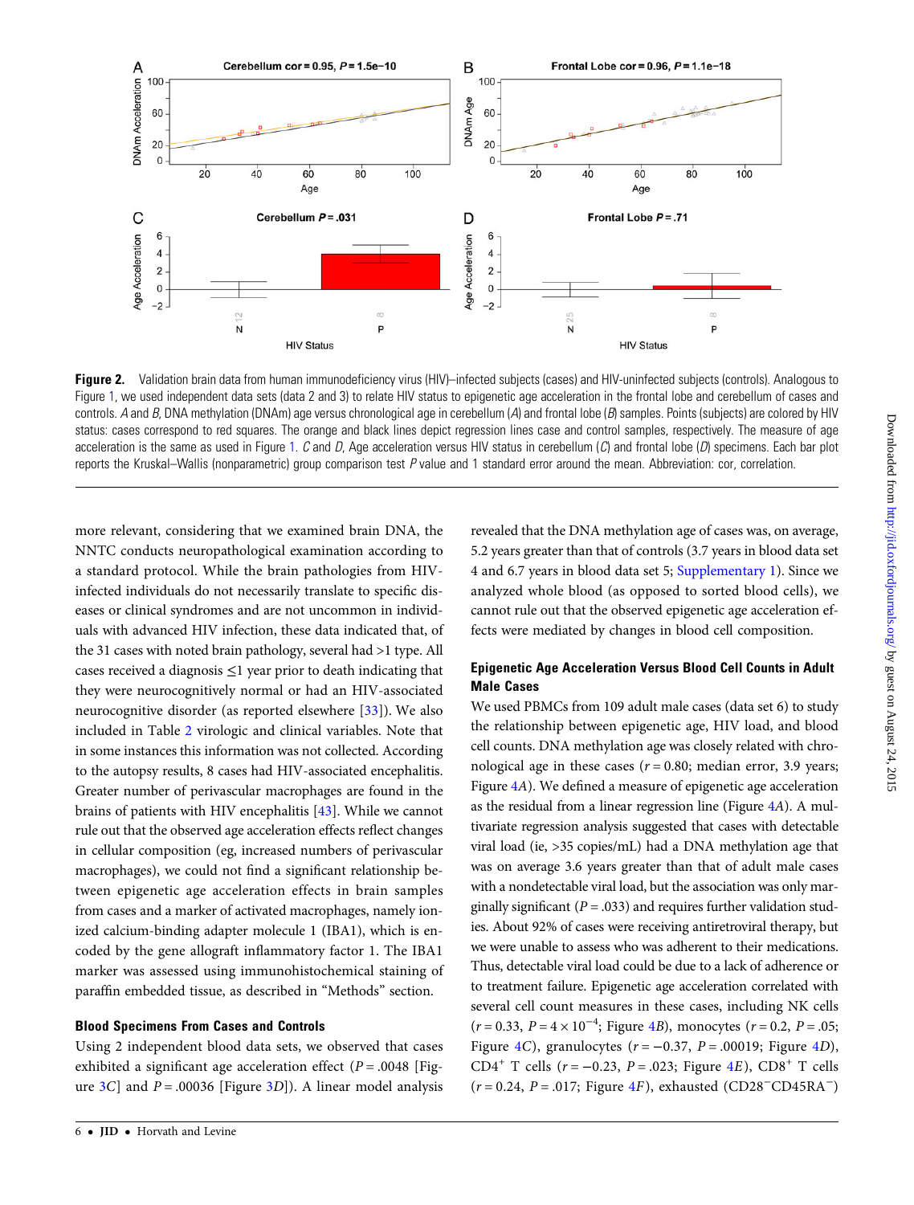Figure 2. Validation brain data from human immunodeficiency virus (HIV)–infected subjects (cases) and HIV-uninfected subjects (controls). Analogous to Figure 1, we used independent data sets (data 2 and 3) to relate HIV status to epigenetic age acceleration in the frontal lobe and cerebellum of cases and controls. *A* and *B*, DNA methylation (DNAm) age versus chronological age in cerebellum (*A*) and frontal lobe (*B*) samples. Points (subjects) are colored by HIV status: cases correspond to red squares. The orange and black lines depict regression lines case and control samples, respectively. The measure of age acceleration is the same as used in Figure 1. *C* and *D*, Age acceleration versus HIV status in cerebellum (*C*) and frontal lobe (*D*) specimens. Each bar plot reports the Kruskal–Wallis (nonparametric) group comparison test *P* value and 1 standard error around the mean. Abbreviation: cor, correlation.

more relevant, considering that we examined brain DNA, the NNTC conducts neuropathological examination according to a standard protocol. While the brain pathologies from HIV-infected individuals do not necessarily translate to specific diseases or clinical syndromes and are not uncommon in individuals with advanced HIV infection, these data indicated that, of the 31 cases with noted brain pathology, several had >1 type. All cases received a diagnosis ≤1 year prior to death indicating that they were neurocognitively normal or had an HIV-associated neurocognitive disorder (as reported elsewhere [33]). We also included in Table 2 virologic and clinical variables. Note that in some instances this information was not collected. According to the autopsy results, 8 cases had HIV-associated encephalitis. Greater number of perivascular macrophages are found in the brains of patients with HIV encephalitis [43]. While we cannot rule out that the observed age acceleration effects reflect changes in cellular composition (eg, increased numbers of perivascular macrophages), we could not find a significant relationship between epigenetic age acceleration effects in brain samples from cases and a marker of activated macrophages, namely ionized calcium-binding adapter molecule 1 (IBA1), which is encoded by the gene allograft inflammatory factor 1. The IBA1 marker was assessed using immunohistochemical staining of paraffin embedded tissue, as described in "Methods" section.

### Blood Specimens From Cases and Controls

Using 2 independent blood data sets, we observed that cases exhibited a significant age acceleration effect ($P = .0048$ [Figure 3*C*] and $P = .00036$ [Figure 3*D*]). A linear model analysis revealed that the DNA methylation age of cases was, on average, 5.2 years greater than that of controls (3.7 years in blood data set 4 and 6.7 years in blood data set 5; Supplementary 1). Since we analyzed whole blood (as opposed to sorted blood cells), we cannot rule out that the observed epigenetic age acceleration effects were mediated by changes in blood cell composition.

### Epigenetic Age Acceleration Versus Blood Cell Counts in Adult Male Cases

We used PBMCs from 109 adult male cases (data set 6) to study the relationship between epigenetic age, HIV load, and blood cell counts. DNA methylation age was closely related with chronological age in these cases ($r = 0.80$; median error, 3.9 years; Figure 4*A*). We defined a measure of epigenetic age acceleration as the residual from a linear regression line (Figure 4*A*). A multivariate regression analysis suggested that cases with detectable viral load (ie, >35 copies/mL) had a DNA methylation age that was on average 3.6 years greater than that of adult male cases with a nondetectable viral load, but the association was only marginally significant ($P = .033$) and requires further validation studies. About 92% of cases were receiving antiretroviral therapy, but we were unable to assess who was adherent to their medications. Thus, detectable viral load could be due to a lack of adherence or to treatment failure. Epigenetic age acceleration correlated with several cell count measures in these cases, including NK cells ($r = 0.33$, $P = 4 \times 10^{-4}$; Figure 4*B*), monocytes ($r = 0.2$, $P = .05$; Figure 4*C*), granulocytes ($r = -0.37$, $P = .00019$; Figure 4*D*), $CD4^+$ T cells ($r = -0.23$, $P = .023$; Figure 4*E*), $CD8^+$ T cells ($r = 0.24$, $P = .017$; Figure 4*F*), exhausted ($CD28^-CD45RA^-$)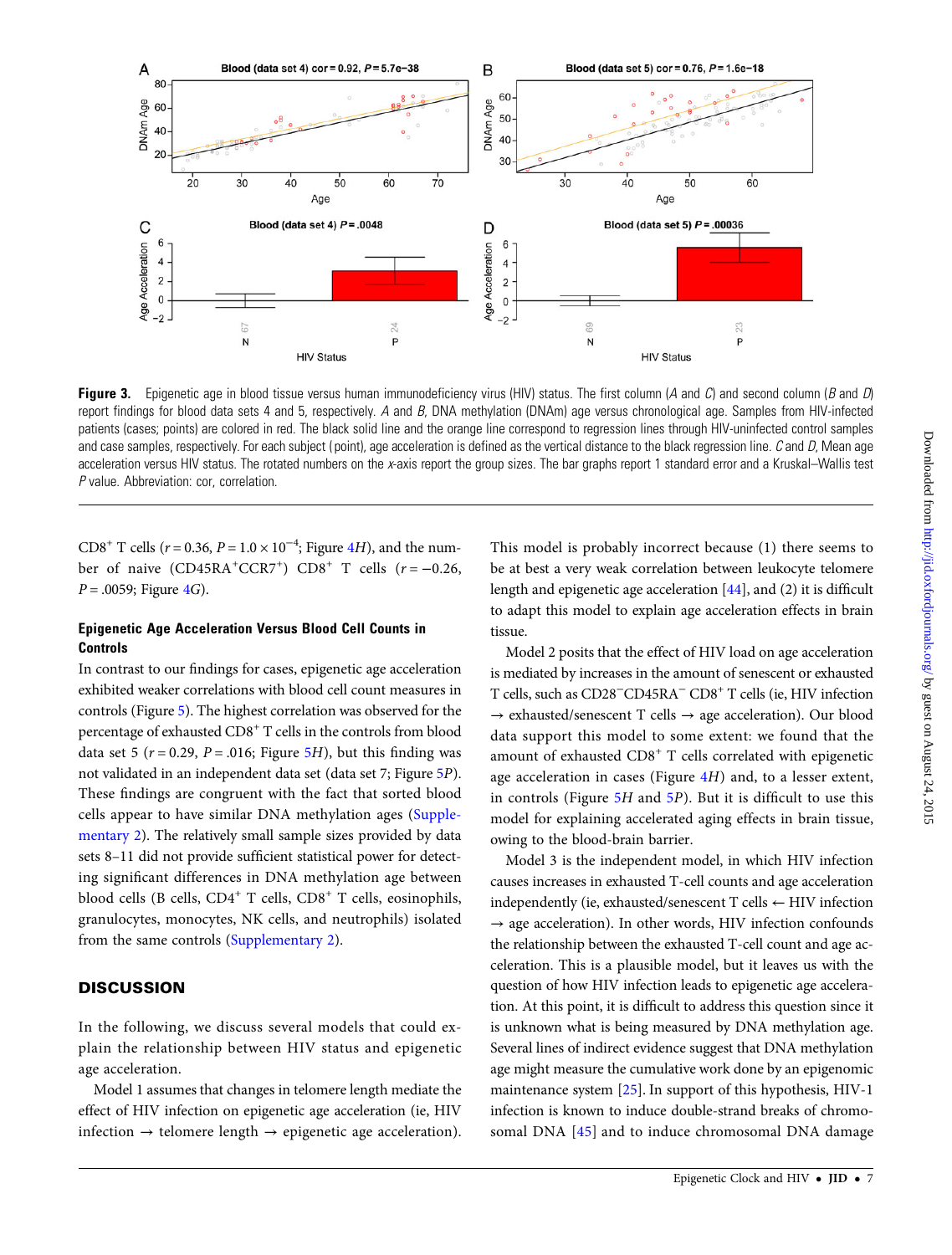**Figure 3.** Epigenetic age in blood tissue versus human immunodeficiency virus (HIV) status. The first column (*A* and *C*) and second column (*B* and *D*) report findings for blood data sets 4 and 5, respectively. *A* and *B*, DNA methylation (DNAm) age versus chronological age. Samples from HIV-infected patients (cases; points) are colored in red. The black solid line and the orange line correspond to regression lines through HIV-uninfected control samples and case samples, respectively. For each subject (point), age acceleration is defined as the vertical distance to the black regression line. *C* and *D*, Mean age acceleration versus HIV status. The rotated numbers on the *x*-axis report the group sizes. The bar graphs report 1 standard error and a Kruskal–Wallis test *P* value. Abbreviation: cor, correlation.

$CD8^+$ T cells ($r = 0.36$, $P = 1.0 \times 10^{-4}$; Figure 4*H*), and the number of naive ($CD45RA^+CCR7^+$) $CD8^+$ T cells ($r = -0.26$, $P = .0059$; Figure 4*G*).

### Epigenetic Age Acceleration Versus Blood Cell Counts in Controls

In contrast to our findings for cases, epigenetic age acceleration exhibited weaker correlations with blood cell count measures in controls (Figure 5). The highest correlation was observed for the percentage of exhausted $CD8^+$ T cells in the controls from blood data set 5 ($r = 0.29$, $P = .016$; Figure 5*H*), but this finding was not validated in an independent data set (data set 7; Figure 5*P*). These findings are congruent with the fact that sorted blood cells appear to have similar DNA methylation ages (Supplementary 2). The relatively small sample sizes provided by data sets 8–11 did not provide sufficient statistical power for detecting significant differences in DNA methylation age between blood cells (B cells, $CD4^+$ T cells, $CD8^+$ T cells, eosinophils, granulocytes, monocytes, NK cells, and neutrophils) isolated from the same controls (Supplementary 2).

## DISCUSSION

In the following, we discuss several models that could explain the relationship between HIV status and epigenetic age acceleration.

Model 1 assumes that changes in telomere length mediate the effect of HIV infection on epigenetic age acceleration (ie, HIV infection → telomere length → epigenetic age acceleration). This model is probably incorrect because (1) there seems to be at best a very weak correlation between leukocyte telomere length and epigenetic age acceleration [44], and (2) it is difficult to adapt this model to explain age acceleration effects in brain tissue.

Model 2 posits that the effect of HIV load on age acceleration is mediated by increases in the amount of senescent or exhausted T cells, such as $CD28^-CD45RA^-$ $CD8^+$ T cells (ie, HIV infection → exhausted/senescent T cells → age acceleration). Our blood data support this model to some extent: we found that the amount of exhausted $CD8^+$ T cells correlated with epigenetic age acceleration in cases (Figure 4*H*) and, to a lesser extent, in controls (Figure 5*H* and 5*P*). But it is difficult to use this model for explaining accelerated aging effects in brain tissue, owing to the blood-brain barrier.

Model 3 is the independent model, in which HIV infection causes increases in exhausted T-cell counts and age acceleration independently (ie, exhausted/senescent T cells ← HIV infection → age acceleration). In other words, HIV infection confounds the relationship between the exhausted T-cell count and age acceleration. This is a plausible model, but it leaves us with the question of how HIV infection leads to epigenetic age acceleration. At this point, it is difficult to address this question since it is unknown what is being measured by DNA methylation age. Several lines of indirect evidence suggest that DNA methylation age might measure the cumulative work done by an epigenomic maintenance system [25]. In support of this hypothesis, HIV-1 infection is known to induce double-strand breaks of chromosomal DNA [45] and to induce chromosomal DNA damage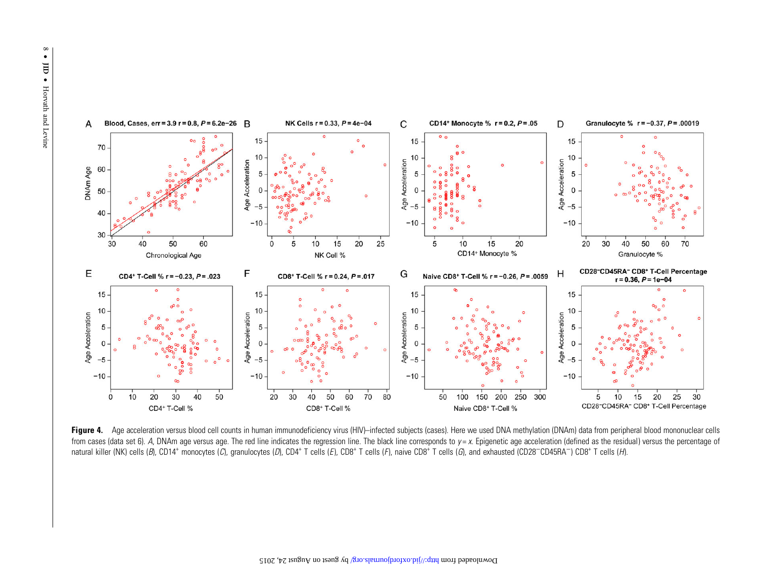**Figure 4.** Age acceleration versus blood cell counts in human immunodeficiency virus (HIV)–infected subjects (cases). Here we used DNA methylation (DNAm) data from peripheral blood mononuclear cells from cases (data set 6). *A*, DNAm age versus age. The red line indicates the regression line. The black line corresponds to $y = x$. Epigenetic age acceleration (defined as the residual) versus the percentage of natural killer (NK) cells (*B*), CD14[+] monocytes (*C*), granulocytes (*D*), CD4[+] T cells (*E*), CD8[+] T cells (*F*), naive CD8[+] T cells (*G*), and exhausted (CD28[−]CD45RA[−]) CD8[+] T cells (*H*).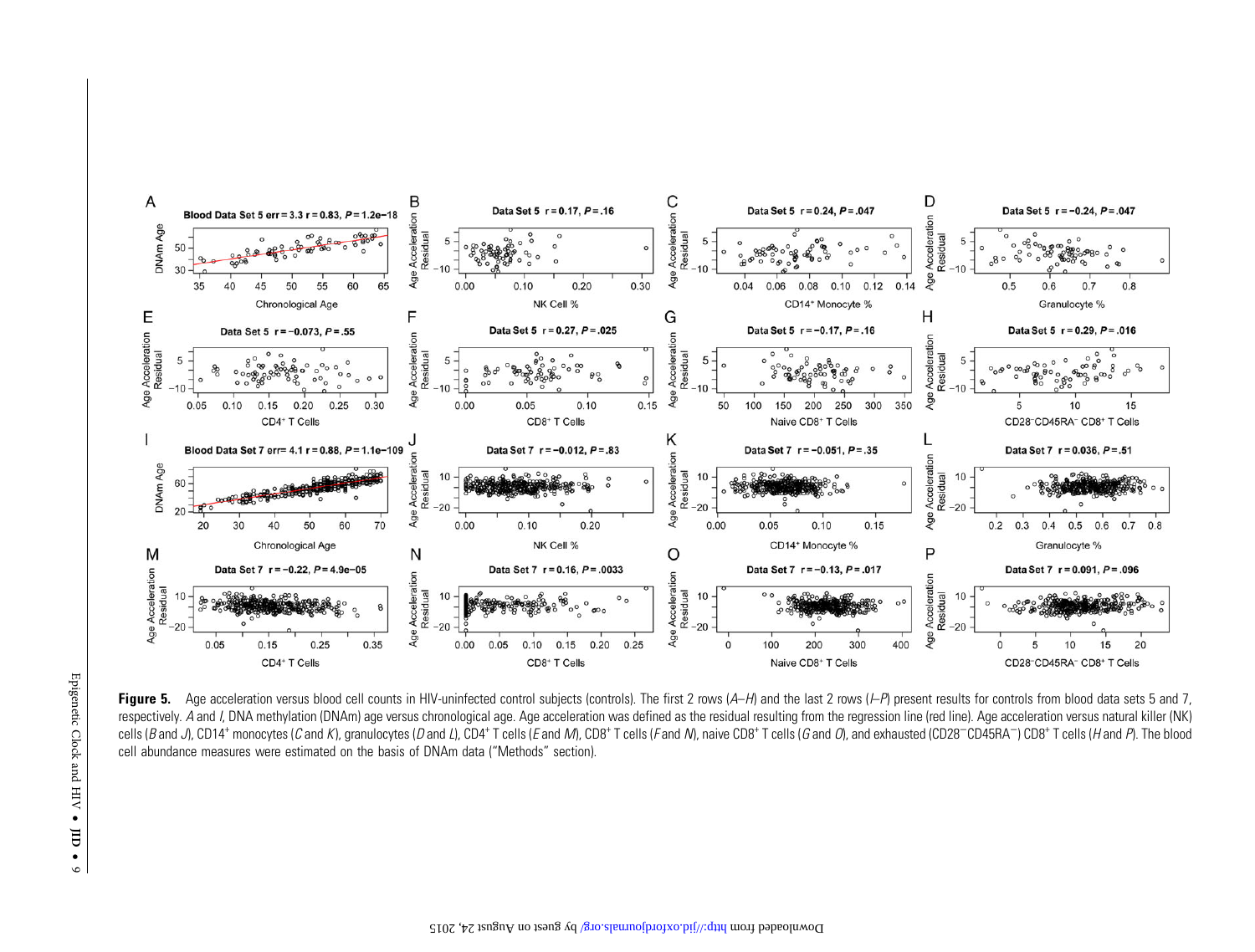**Figure 5.** Age acceleration versus blood cell counts in HIV-uninfected control subjects (controls). The first 2 rows (*A–H*) and the last 2 rows (*I–P*) present results for controls from blood data sets 5 and 7, respectively. *A* and *I*, DNA methylation (DNAm) age versus chronological age. Age acceleration was defined as the residual resulting from the regression line (red line). Age acceleration versus natural killer (NK) cells (*B* and *J*), CD14$^{+}$ monocytes (*C* and *K*), granulocytes (*D* and *L*), CD4$^{+}$ T cells (*E* and *M*), CD8$^{+}$ T cells (*F* and *N*), naive CD8$^{+}$ T cells (*G* and *O*), and exhausted (CD28$^{-}$CD45RA$^{-}$) CD8$^{+}$ T cells (*H* and *P*). The blood cell abundance measures were estimated on the basis of DNAm data ("Methods" section).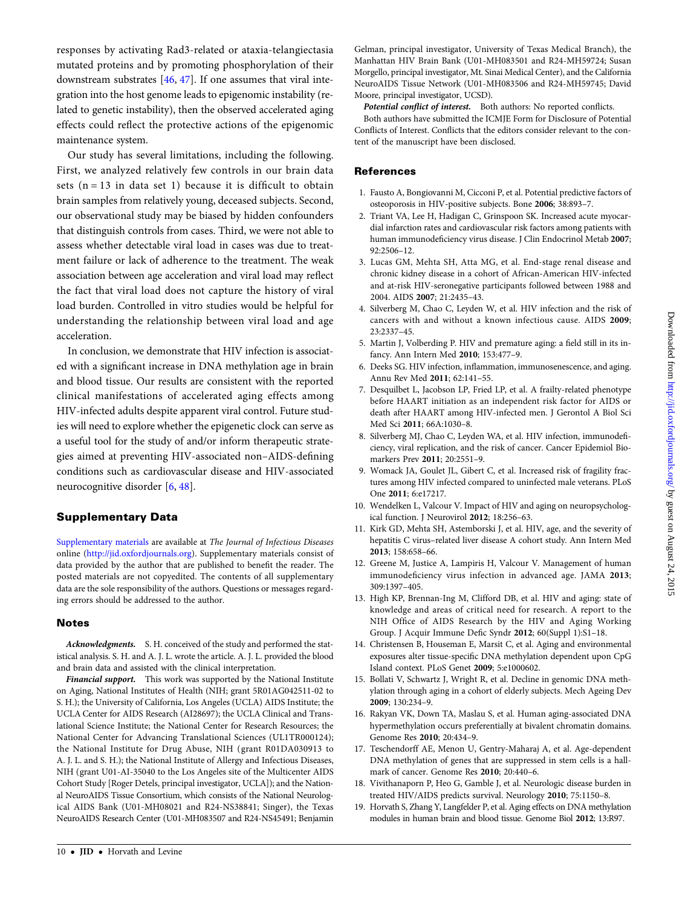responses by activating Rad3-related or ataxia-telangiectasia mutated proteins and by promoting phosphorylation of their downstream substrates [46, 47]. If one assumes that viral integration into the host genome leads to epigenomic instability (related to genetic instability), then the observed accelerated aging effects could reflect the protective actions of the epigenomic maintenance system.

Our study has several limitations, including the following. First, we analyzed relatively few controls in our brain data sets (n = 13 in data set 1) because it is difficult to obtain brain samples from relatively young, deceased subjects. Second, our observational study may be biased by hidden confounders that distinguish controls from cases. Third, we were not able to assess whether detectable viral load in cases was due to treatment failure or lack of adherence to the treatment. The weak association between age acceleration and viral load may reflect the fact that viral load does not capture the history of viral load burden. Controlled in vitro studies would be helpful for understanding the relationship between viral load and age acceleration.

In conclusion, we demonstrate that HIV infection is associated with a significant increase in DNA methylation age in brain and blood tissue. Our results are consistent with the reported clinical manifestations of accelerated aging effects among HIV-infected adults despite apparent viral control. Future studies will need to explore whether the epigenetic clock can serve as a useful tool for the study of and/or inform therapeutic strategies aimed at preventing HIV-associated non–AIDS-defining conditions such as cardiovascular disease and HIV-associated neurocognitive disorder [6, 48].

## Supplementary Data

Supplementary materials are available at *The Journal of Infectious Diseases* online (http://jid.oxfordjournals.org). Supplementary materials consist of data provided by the author that are published to benefit the reader. The posted materials are not copyedited. The contents of all supplementary data are the sole responsibility of the authors. Questions or messages regarding errors should be addressed to the author.

## Notes

***Acknowledgments.*** S. H. conceived of the study and performed the statistical analysis. S. H. and A. J. L. wrote the article. A. J. L. provided the blood and brain data and assisted with the clinical interpretation.

***Financial support.*** This work was supported by the National Institute on Aging, National Institutes of Health (NIH; grant 5R01AG042511-02 to S. H.); the University of California, Los Angeles (UCLA) AIDS Institute; the UCLA Center for AIDS Research (AI28697); the UCLA Clinical and Translational Science Institute; the National Center for Research Resources; the National Center for Advancing Translational Sciences (UL1TR000124); the National Institute for Drug Abuse, NIH (grant R01DA030913 to A. J. L. and S. H.); the National Institute of Allergy and Infectious Diseases, NIH (grant U01-AI-35040 to the Los Angeles site of the Multicenter AIDS Cohort Study [Roger Detels, principal investigator, UCLA]); and the National NeuroAIDS Tissue Consortium, which consists of the National Neurological AIDS Bank (U01-MH08021 and R24-NS38841; Singer), the Texas NeuroAIDS Research Center (U01-MH083507 and R24-NS45491; Benjamin Gelman, principal investigator, University of Texas Medical Branch), the Manhattan HIV Brain Bank (U01-MH083501 and R24-MH59724; Susan Morgello, principal investigator, Mt. Sinai Medical Center), and the California NeuroAIDS Tissue Network (U01-MH083506 and R24-MH59745; David Moore, principal investigator, UCSD).

***Potential conflict of interest.*** Both authors: No reported conflicts.

Both authors have submitted the ICMJE Form for Disclosure of Potential Conflicts of Interest. Conflicts that the editors consider relevant to the content of the manuscript have been disclosed.

## References

1. Fausto A, Bongiovanni M, Cicconi P, et al. Potential predictive factors of osteoporosis in HIV-positive subjects. Bone **2006**; 38:893–7.
2. Triant VA, Lee H, Hadigan C, Grinspoon SK. Increased acute myocardial infarction rates and cardiovascular risk factors among patients with human immunodeficiency virus disease. J Clin Endocrinol Metab **2007**; 92:2506–12.
3. Lucas GM, Mehta SH, Atta MG, et al. End-stage renal disease and chronic kidney disease in a cohort of African-American HIV-infected and at-risk HIV-seronegative participants followed between 1988 and 2004. AIDS **2007**; 21:2435–43.
4. Silverberg M, Chao C, Leyden W, et al. HIV infection and the risk of cancers with and without a known infectious cause. AIDS **2009**; 23:2337–45.
5. Martin J, Volberding P. HIV and premature aging: a field still in its infancy. Ann Intern Med **2010**; 153:477–9.
6. Deeks SG. HIV infection, inflammation, immunosenescence, and aging. Annu Rev Med **2011**; 62:141–55.
7. Desquilbet L, Jacobson LP, Fried LP, et al. A frailty-related phenotype before HAART initiation as an independent risk factor for AIDS or death after HAART among HIV-infected men. J Gerontol A Biol Sci Med Sci **2011**; 66A:1030–8.
8. Silverberg MJ, Chao C, Leyden WA, et al. HIV infection, immunodeficiency, viral replication, and the risk of cancer. Cancer Epidemiol Biomarkers Prev **2011**; 20:2551–9.
9. Womack JA, Goulet JL, Gibert C, et al. Increased risk of fragility fractures among HIV infected compared to uninfected male veterans. PLoS One **2011**; 6:e17217.
10. Wendelken L, Valcour V. Impact of HIV and aging on neuropsychological function. J Neurovirol **2012**; 18:256–63.
11. Kirk GD, Mehta SH, Astemborski J, et al. HIV, age, and the severity of hepatitis C virus–related liver disease A cohort study. Ann Intern Med **2013**; 158:658–66.
12. Greene M, Justice A, Lampiris H, Valcour V. Management of human immunodeficiency virus infection in advanced age. JAMA **2013**; 309:1397–405.
13. High KP, Brennan-Ing M, Clifford DB, et al. HIV and aging: state of knowledge and areas of critical need for research. A report to the NIH Office of AIDS Research by the HIV and Aging Working Group. J Acquir Immune Defic Syndr **2012**; 60(Suppl 1):S1–18.
14. Christensen B, Houseman E, Marsit C, et al. Aging and environmental exposures alter tissue-specific DNA methylation dependent upon CpG Island context. PLoS Genet **2009**; 5:e1000602.
15. Bollati V, Schwartz J, Wright R, et al. Decline in genomic DNA methylation through aging in a cohort of elderly subjects. Mech Ageing Dev **2009**; 130:234–9.
16. Rakyan VK, Down TA, Maslau S, et al. Human aging-associated DNA hypermethylation occurs preferentially at bivalent chromatin domains. Genome Res **2010**; 20:434–9.
17. Teschendorff AE, Menon U, Gentry-Maharaj A, et al. Age-dependent DNA methylation of genes that are suppressed in stem cells is a hallmark of cancer. Genome Res **2010**; 20:440–6.
18. Vivithanaporn P, Heo G, Gamble J, et al. Neurologic disease burden in treated HIV/AIDS predicts survival. Neurology **2010**; 75:1150–8.
19. Horvath S, Zhang Y, Langfelder P, et al. Aging effects on DNA methylation modules in human brain and blood tissue. Genome Biol **2012**; 13:R97.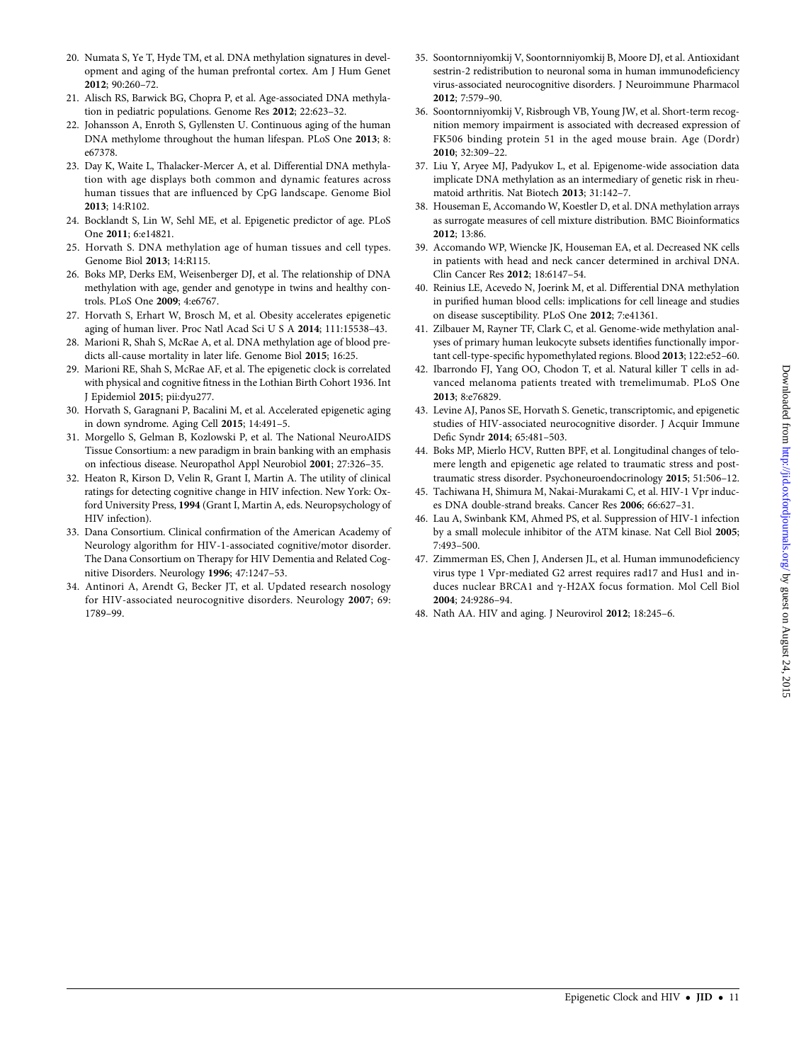20. Numata S, Ye T, Hyde TM, et al. DNA methylation signatures in development and aging of the human prefrontal cortex. Am J Hum Genet **2012**; 90:260–72.
21. Alisch RS, Barwick BG, Chopra P, et al. Age-associated DNA methylation in pediatric populations. Genome Res **2012**; 22:623–32.
22. Johansson A, Enroth S, Gyllensten U. Continuous aging of the human DNA methylome throughout the human lifespan. PLoS One **2013**; 8: e67378.
23. Day K, Waite L, Thalacker-Mercer A, et al. Differential DNA methylation with age displays both common and dynamic features across human tissues that are influenced by CpG landscape. Genome Biol **2013**; 14:R102.
24. Bocklandt S, Lin W, Sehl ME, et al. Epigenetic predictor of age. PLoS One **2011**; 6:e14821.
25. Horvath S. DNA methylation age of human tissues and cell types. Genome Biol **2013**; 14:R115.
26. Boks MP, Derks EM, Weisenberger DJ, et al. The relationship of DNA methylation with age, gender and genotype in twins and healthy controls. PLoS One **2009**; 4:e6767.
27. Horvath S, Erhart W, Brosch M, et al. Obesity accelerates epigenetic aging of human liver. Proc Natl Acad Sci U S A **2014**; 111:15538–43.
28. Marioni R, Shah S, McRae A, et al. DNA methylation age of blood predicts all-cause mortality in later life. Genome Biol **2015**; 16:25.
29. Marioni RE, Shah S, McRae AF, et al. The epigenetic clock is correlated with physical and cognitive fitness in the Lothian Birth Cohort 1936. Int J Epidemiol **2015**; pii:dyu277.
30. Horvath S, Garagnani P, Bacalini M, et al. Accelerated epigenetic aging in down syndrome. Aging Cell **2015**; 14:491–5.
31. Morgello S, Gelman B, Kozlowski P, et al. The National NeuroAIDS Tissue Consortium: a new paradigm in brain banking with an emphasis on infectious disease. Neuropathol Appl Neurobiol **2001**; 27:326–35.
32. Heaton R, Kirson D, Velin R, Grant I, Martin A. The utility of clinical ratings for detecting cognitive change in HIV infection. New York: Oxford University Press, **1994** (Grant I, Martin A, eds. Neuropsychology of HIV infection).
33. Dana Consortium. Clinical confirmation of the American Academy of Neurology algorithm for HIV-1-associated cognitive/motor disorder. The Dana Consortium on Therapy for HIV Dementia and Related Cognitive Disorders. Neurology **1996**; 47:1247–53.
34. Antinori A, Arendt G, Becker JT, et al. Updated research nosology for HIV-associated neurocognitive disorders. Neurology **2007**; 69: 1789–99.
35. Soontornniyomkij V, Soontornniyomkij B, Moore DJ, et al. Antioxidant sestrin-2 redistribution to neuronal soma in human immunodeficiency virus-associated neurocognitive disorders. J Neuroimmune Pharmacol **2012**; 7:579–90.
36. Soontornniyomkij V, Risbrough VB, Young JW, et al. Short-term recognition memory impairment is associated with decreased expression of FK506 binding protein 51 in the aged mouse brain. Age (Dordr) **2010**; 32:309–22.
37. Liu Y, Aryee MJ, Padyukov L, et al. Epigenome-wide association data implicate DNA methylation as an intermediary of genetic risk in rheumatoid arthritis. Nat Biotech **2013**; 31:142–7.
38. Houseman E, Accomando W, Koestler D, et al. DNA methylation arrays as surrogate measures of cell mixture distribution. BMC Bioinformatics **2012**; 13:86.
39. Accomando WP, Wiencke JK, Houseman EA, et al. Decreased NK cells in patients with head and neck cancer determined in archival DNA. Clin Cancer Res **2012**; 18:6147–54.
40. Reinius LE, Acevedo N, Joerink M, et al. Differential DNA methylation in purified human blood cells: implications for cell lineage and studies on disease susceptibility. PLoS One **2012**; 7:e41361.
41. Zilbauer M, Rayner TF, Clark C, et al. Genome-wide methylation analyses of primary human leukocyte subsets identifies functionally important cell-type-specific hypomethylated regions. Blood **2013**; 122:e52–60.
42. Ibarrondo FJ, Yang OO, Chodon T, et al. Natural killer T cells in advanced melanoma patients treated with tremelimumab. PLoS One **2013**; 8:e76829.
43. Levine AJ, Panos SE, Horvath S. Genetic, transcriptomic, and epigenetic studies of HIV-associated neurocognitive disorder. J Acquir Immune Defic Syndr **2014**; 65:481–503.
44. Boks MP, Mierlo HCV, Rutten BPF, et al. Longitudinal changes of telomere length and epigenetic age related to traumatic stress and post-traumatic stress disorder. Psychoneuroendocrinology **2015**; 51:506–12.
45. Tachiwana H, Shimura M, Nakai-Murakami C, et al. HIV-1 Vpr induces DNA double-strand breaks. Cancer Res **2006**; 66:627–31.
46. Lau A, Swinbank KM, Ahmed PS, et al. Suppression of HIV-1 infection by a small molecule inhibitor of the ATM kinase. Nat Cell Biol **2005**; 7:493–500.
47. Zimmerman ES, Chen J, Andersen JL, et al. Human immunodeficiency virus type 1 Vpr-mediated G2 arrest requires rad17 and Hus1 and induces nuclear BRCA1 and γ-H2AX focus formation. Mol Cell Biol **2004**; 24:9286–94.
48. Nath AA. HIV and aging. J Neurovirol **2012**; 18:245–6.